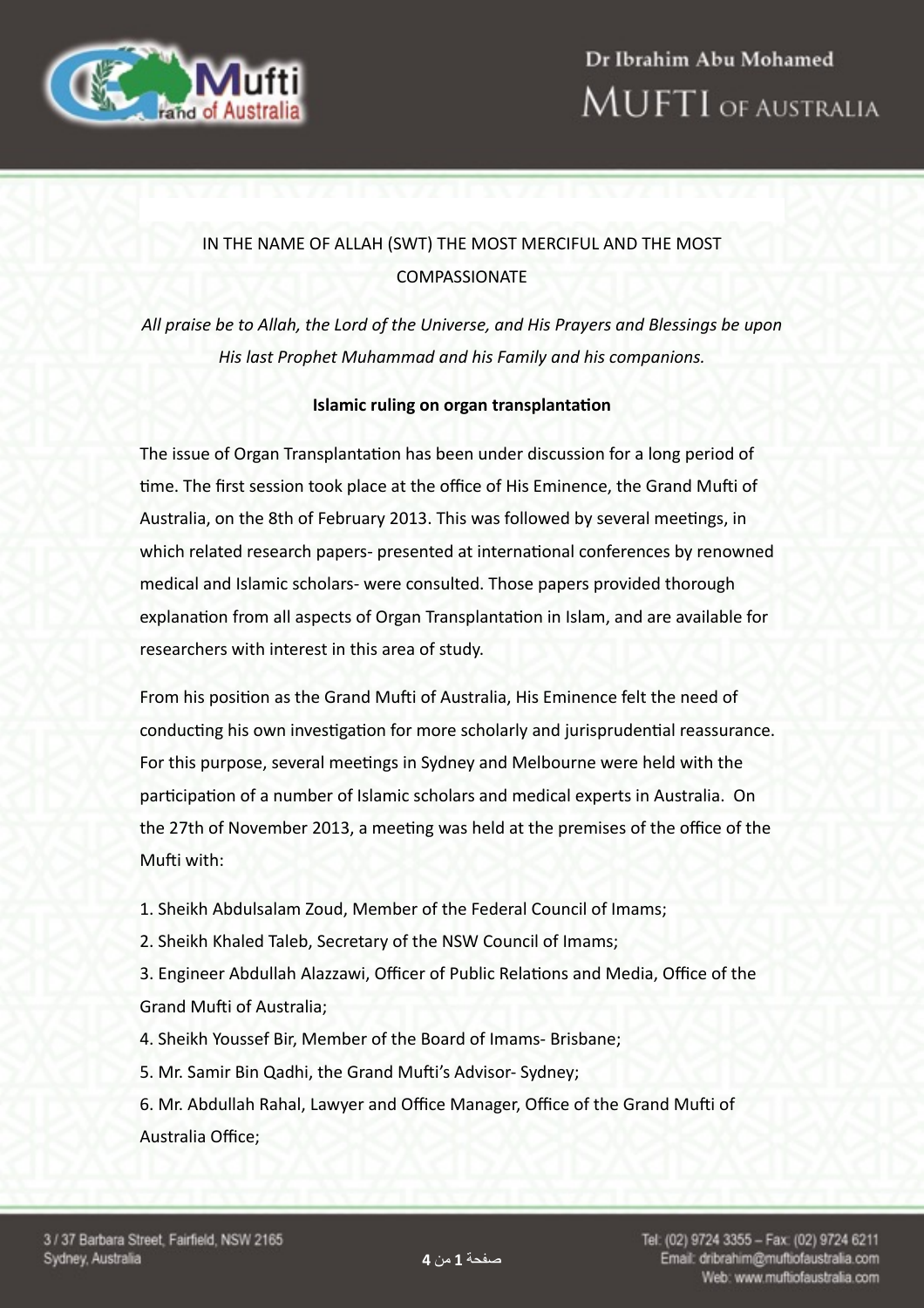IN THE NAME OF ALLAH (SWT) THE MOST MERCIFUL AND THE MOST COMPASSIONATE

*All praise be to Allah, the Lord of the Universe, and His Prayers and Blessings be upon His last Prophet Muhammad and his Family and his companions.*

**Islamic ruling on organ transplantation**

The issue of Organ Transplantation has been under discussion for a long period of time. The first session took place at the office of His Eminence, the Grand Mufti of Australia, on the 8th of February 2013. This was followed by several meetings, in which related research papers- presented at international conferences by renowned medical and Islamic scholars- were consulted. Those papers provided thorough explanation from all aspects of Organ Transplantation in Islam, and are available for researchers with interest in this area of study.

From his position as the Grand Mufti of Australia, His Eminence felt the need of conducting his own investigation for more scholarly and jurisprudential reassurance. For this purpose, several meetings in Sydney and Melbourne were held with the participation of a number of Islamic scholars and medical experts in Australia. On the 27th of November 2013, a meeting was held at the premises of the office of the Mufti with:

1. Sheikh Abdulsalam Zoud, Member of the Federal Council of Imams;
2. Sheikh Khaled Taleb, Secretary of the NSW Council of Imams;
3. Engineer Abdullah Alazzawi, Officer of Public Relations and Media, Office of the Grand Mufti of Australia;
4. Sheikh Youssef Bir, Member of the Board of Imams- Brisbane;
5. Mr. Samir Bin Qadhi, the Grand Mufti's Advisor- Sydney;
6. Mr. Abdullah Rahal, Lawyer and Office Manager, Office of the Grand Mufti of Australia Office;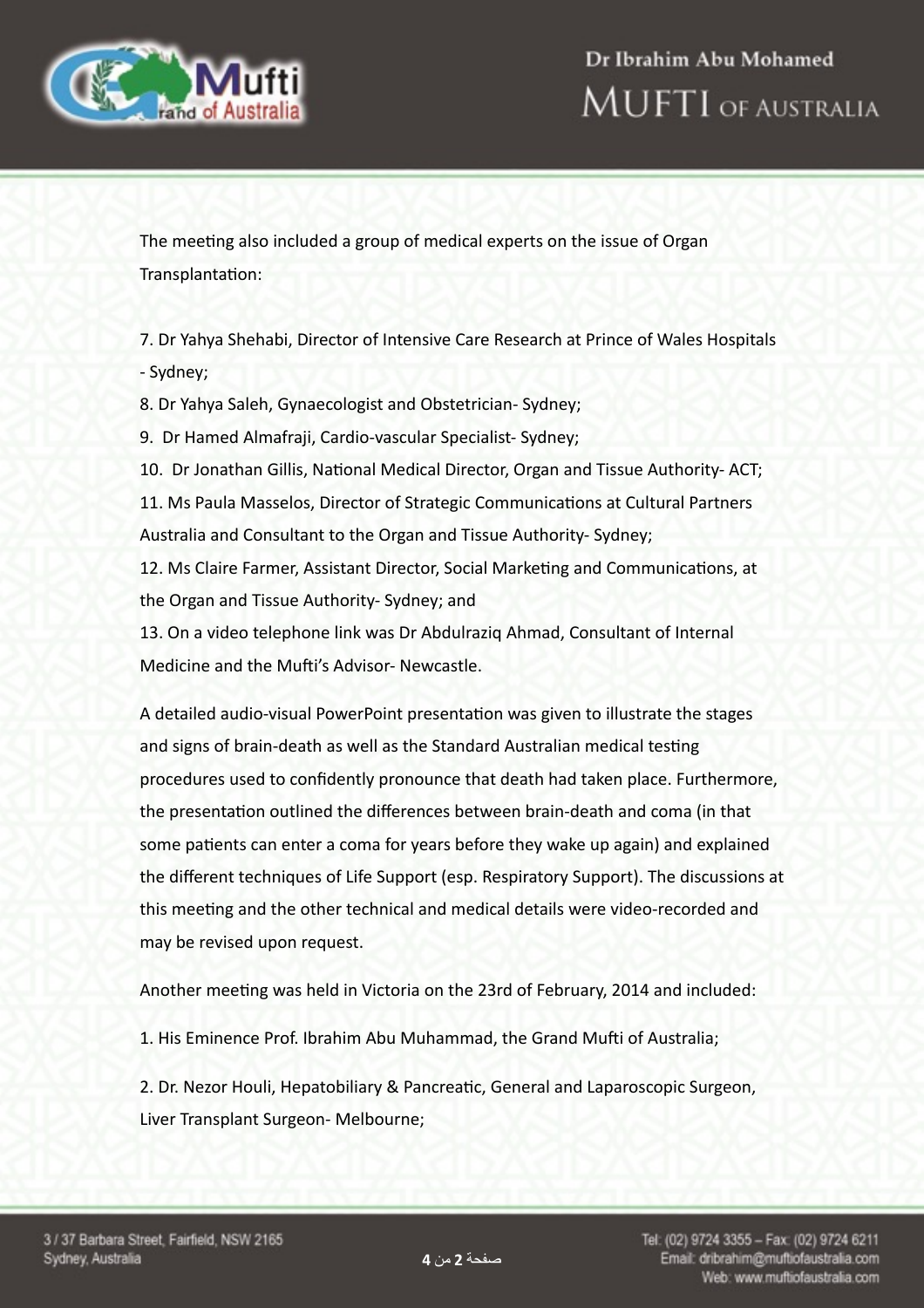The meeting also included a group of medical experts on the issue of Organ Transplantation:

7. Dr Yahya Shehabi, Director of Intensive Care Research at Prince of Wales Hospitals - Sydney;
8. Dr Yahya Saleh, Gynaecologist and Obstetrician- Sydney;
9. Dr Hamed Almafraji, Cardio-vascular Specialist- Sydney;
10. Dr Jonathan Gillis, National Medical Director, Organ and Tissue Authority- ACT;
11. Ms Paula Masselos, Director of Strategic Communications at Cultural Partners Australia and Consultant to the Organ and Tissue Authority- Sydney;
12. Ms Claire Farmer, Assistant Director, Social Marketing and Communications, at the Organ and Tissue Authority- Sydney; and
13. On a video telephone link was Dr Abdulraziq Ahmad, Consultant of Internal Medicine and the Mufti's Advisor- Newcastle.

A detailed audio-visual PowerPoint presentation was given to illustrate the stages and signs of brain-death as well as the Standard Australian medical testing procedures used to confidently pronounce that death had taken place. Furthermore, the presentation outlined the differences between brain-death and coma (in that some patients can enter a coma for years before they wake up again) and explained the different techniques of Life Support (esp. Respiratory Support). The discussions at this meeting and the other technical and medical details were video-recorded and may be revised upon request.

Another meeting was held in Victoria on the 23rd of February, 2014 and included:

1. His Eminence Prof. Ibrahim Abu Muhammad, the Grand Mufti of Australia;

2. Dr. Nezor Houli, Hepatobiliary & Pancreatic, General and Laparoscopic Surgeon, Liver Transplant Surgeon- Melbourne;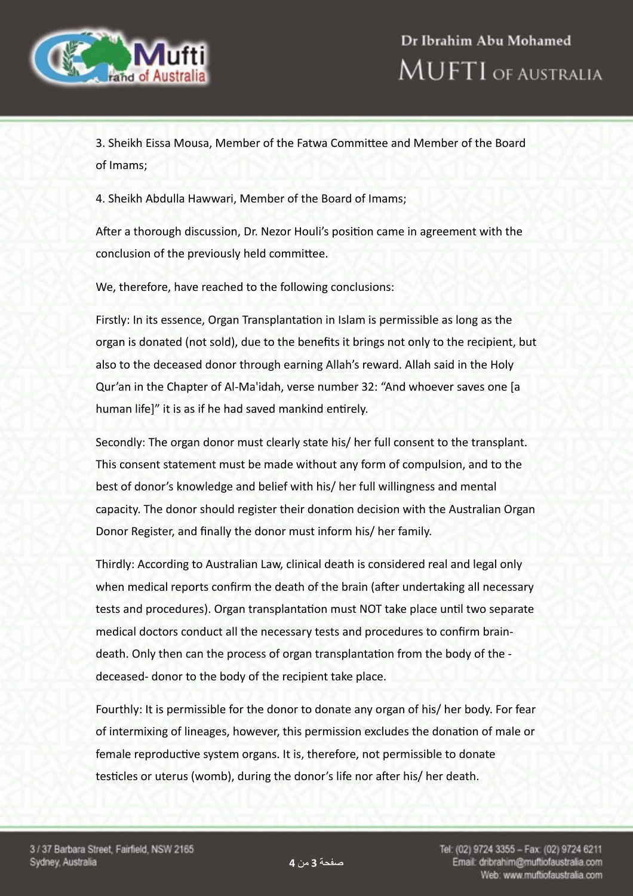3. Sheikh Eissa Mousa, Member of the Fatwa Committee and Member of the Board of Imams;

4. Sheikh Abdulla Hawwari, Member of the Board of Imams;

After a thorough discussion, Dr. Nezor Houli's position came in agreement with the conclusion of the previously held committee.

We, therefore, have reached to the following conclusions:

Firstly: In its essence, Organ Transplantation in Islam is permissible as long as the organ is donated (not sold), due to the benefits it brings not only to the recipient, but also to the deceased donor through earning Allah's reward. Allah said in the Holy Qur'an in the Chapter of Al-Ma'idah, verse number 32: "And whoever saves one [a human life]" it is as if he had saved mankind entirely.

Secondly: The organ donor must clearly state his/ her full consent to the transplant. This consent statement must be made without any form of compulsion, and to the best of donor's knowledge and belief with his/ her full willingness and mental capacity. The donor should register their donation decision with the Australian Organ Donor Register, and finally the donor must inform his/ her family.

Thirdly: According to Australian Law, clinical death is considered real and legal only when medical reports confirm the death of the brain (after undertaking all necessary tests and procedures). Organ transplantation must NOT take place until two separate medical doctors conduct all the necessary tests and procedures to confirm brain-death. Only then can the process of organ transplantation from the body of the -deceased- donor to the body of the recipient take place.

Fourthly: It is permissible for the donor to donate any organ of his/ her body. For fear of intermixing of lineages, however, this permission excludes the donation of male or female reproductive system organs. It is, therefore, not permissible to donate testicles or uterus (womb), during the donor's life nor after his/ her death.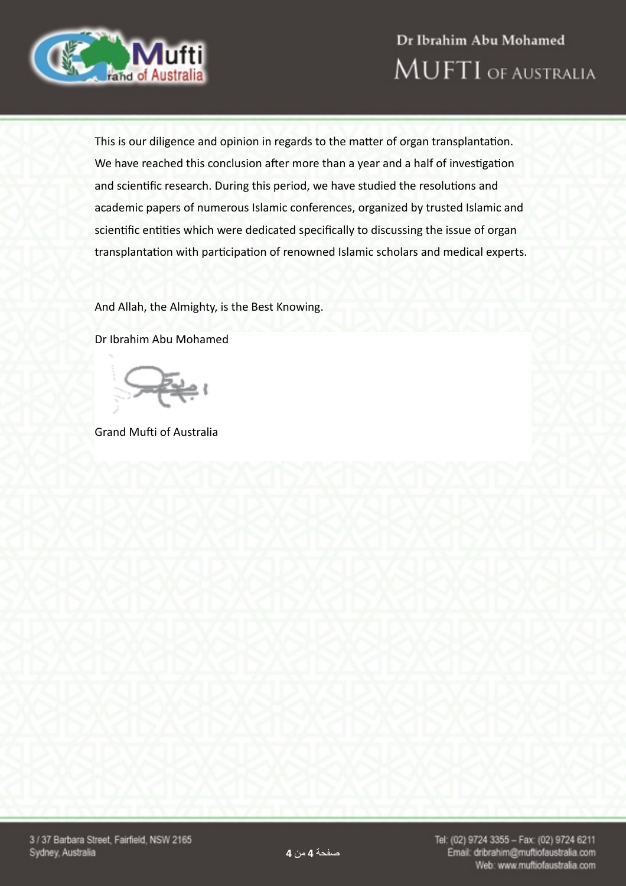This is our diligence and opinion in regards to the matter of organ transplantation. We have reached this conclusion after more than a year and a half of investigation and scientific research. During this period, we have studied the resolutions and academic papers of numerous Islamic conferences, organized by trusted Islamic and scientific entities which were dedicated specifically to discussing the issue of organ transplantation with participation of renowned Islamic scholars and medical experts.

And Allah, the Almighty, is the Best Knowing.

Dr Ibrahim Abu Mohamed

Grand Mufti of Australia